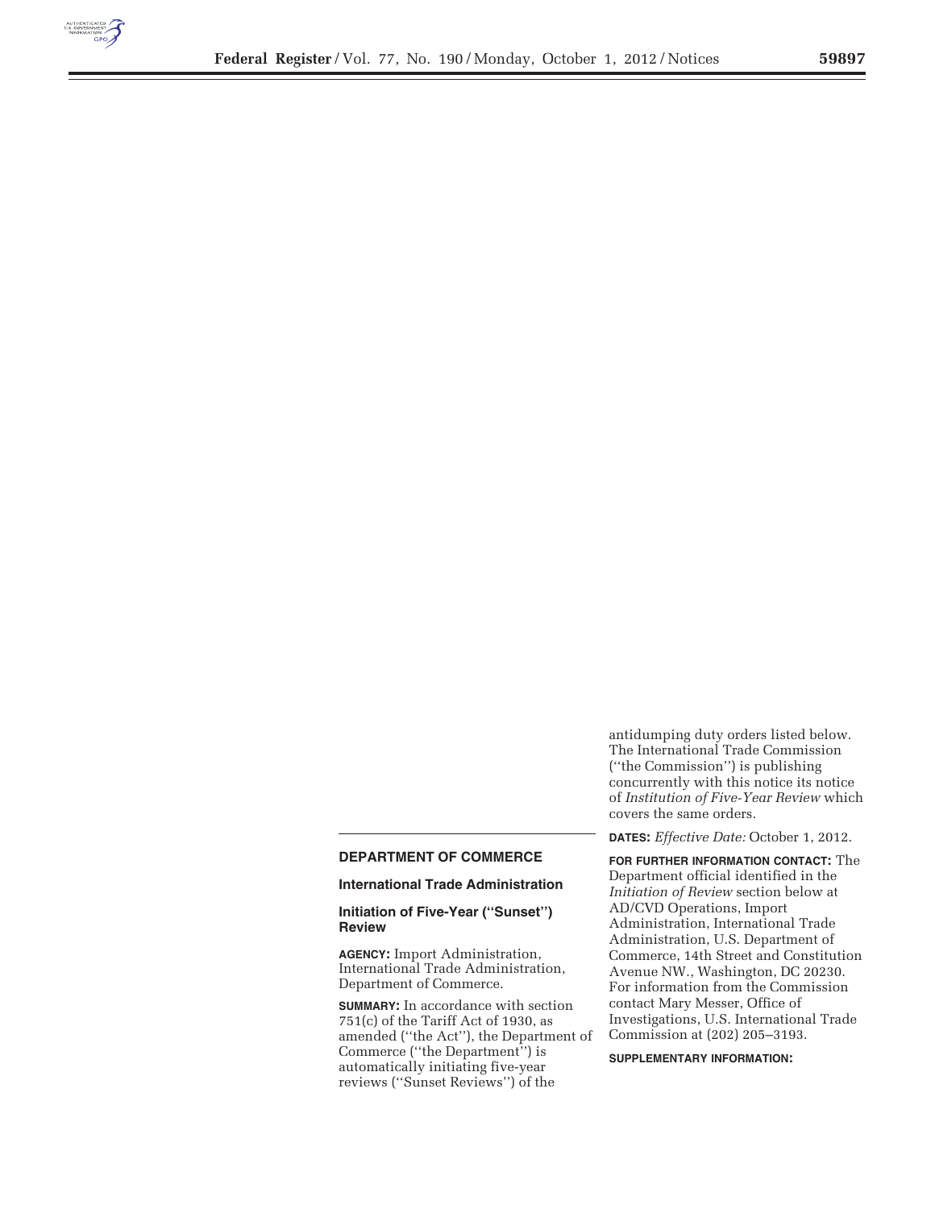## DEPARTMENT OF COMMERCE

### International Trade Administration

### Initiation of Five-Year (''Sunset'') Review

**AGENCY:** Import Administration, International Trade Administration, Department of Commerce.

**SUMMARY:** In accordance with section 751(c) of the Tariff Act of 1930, as amended (''the Act''), the Department of Commerce (''the Department'') is automatically initiating five-year reviews (''Sunset Reviews'') of the antidumping duty orders listed below. The International Trade Commission (''the Commission'') is publishing concurrently with this notice its notice of *Institution of Five-Year Review* which covers the same orders.

**DATES:** *Effective Date:* October 1, 2012.

**FOR FURTHER INFORMATION CONTACT:** The Department official identified in the *Initiation of Review* section below at AD/CVD Operations, Import Administration, International Trade Administration, U.S. Department of Commerce, 14th Street and Constitution Avenue NW., Washington, DC 20230. For information from the Commission contact Mary Messer, Office of Investigations, U.S. International Trade Commission at (202) 205–3193.

**SUPPLEMENTARY INFORMATION:**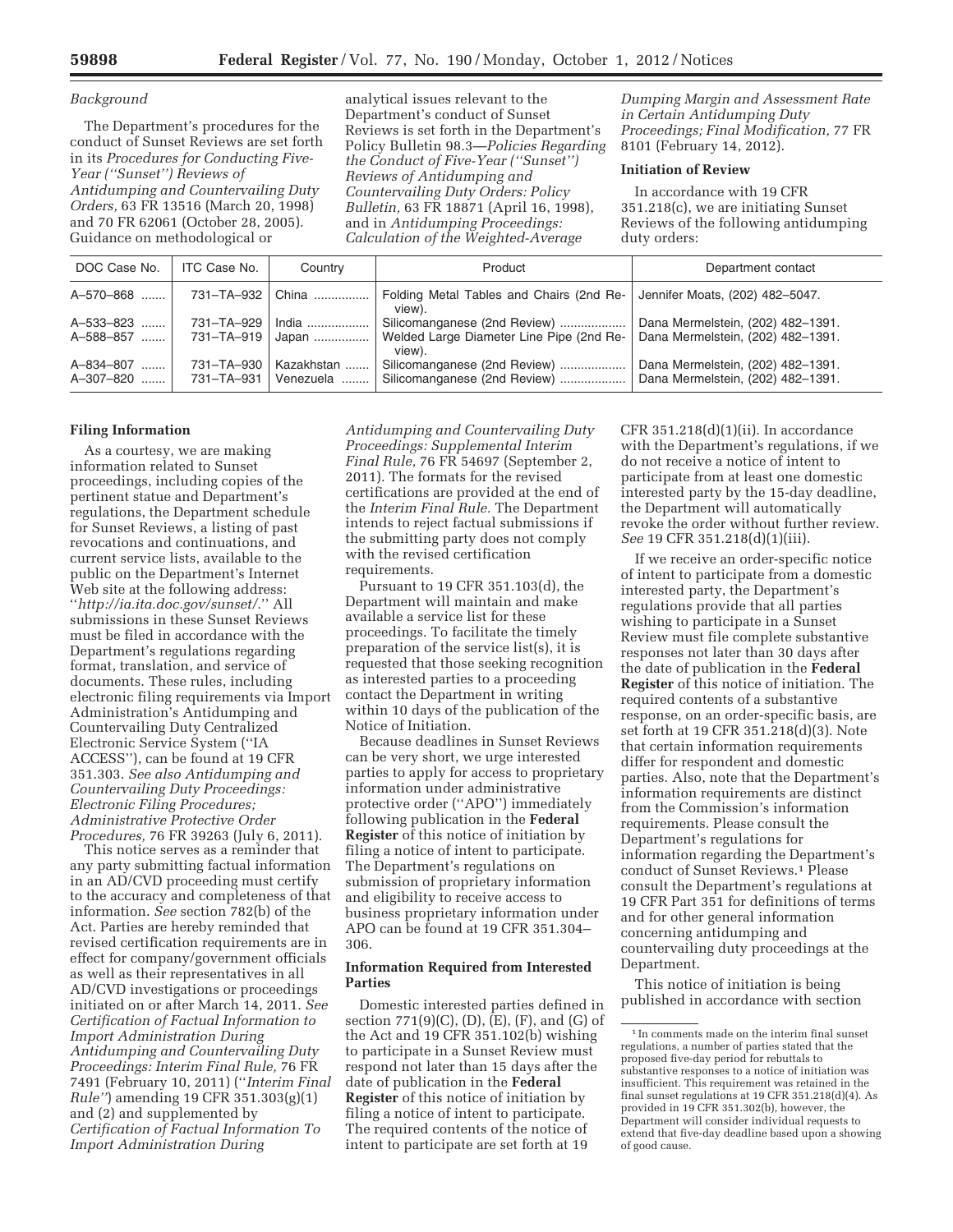*Background*

The Department's procedures for the conduct of Sunset Reviews are set forth in its *Procedures for Conducting Five-Year (''Sunset'') Reviews of Antidumping and Countervailing Duty Orders,* 63 FR 13516 (March 20, 1998) and 70 FR 62061 (October 28, 2005). Guidance on methodological or analytical issues relevant to the Department's conduct of Sunset Reviews is set forth in the Department's Policy Bulletin 98.3—*Policies Regarding the Conduct of Five-Year (''Sunset'') Reviews of Antidumping and Countervailing Duty Orders: Policy Bulletin,* 63 FR 18871 (April 16, 1998), and in *Antidumping Proceedings: Calculation of the Weighted-Average Dumping Margin and Assessment Rate in Certain Antidumping Duty Proceedings; Final Modification,* 77 FR 8101 (February 14, 2012).

**Initiation of Review**

In accordance with 19 CFR 351.218(c), we are initiating Sunset Reviews of the following antidumping duty orders:

| DOC Case No. | ITC Case No. | Country | Product | Department contact |
|---|---|---|---|---|
| A–570–868 | 731–TA–932 | China | Folding Metal Tables and Chairs (2nd Review). | Jennifer Moats, (202) 482–5047. |
| A–533–823 | 731–TA–929 | India | Silicomanganese (2nd Review) | Dana Mermelstein, (202) 482–1391. |
| A–588–857 | 731–TA–919 | Japan | Welded Large Diameter Line Pipe (2nd Review). | Dana Mermelstein, (202) 482–1391. |
| A–834–807 | 731–TA–930 | Kazakhstan | Silicomanganese (2nd Review) | Dana Mermelstein, (202) 482–1391. |
| A–307–820 | 731–TA–931 | Venezuela | Silicomanganese (2nd Review) | Dana Mermelstein, (202) 482–1391. |

**Filing Information**

As a courtesy, we are making information related to Sunset proceedings, including copies of the pertinent statue and Department's regulations, the Department schedule for Sunset Reviews, a listing of past revocations and continuations, and current service lists, available to the public on the Department's Internet Web site at the following address: ''*http://ia.ita.doc.gov/sunset/*.'' All submissions in these Sunset Reviews must be filed in accordance with the Department's regulations regarding format, translation, and service of documents. These rules, including electronic filing requirements via Import Administration's Antidumping and Countervailing Duty Centralized Electronic Service System (''IA ACCESS''), can be found at 19 CFR 351.303. *See also Antidumping and Countervailing Duty Proceedings: Electronic Filing Procedures; Administrative Protective Order Procedures,* 76 FR 39263 (July 6, 2011).

This notice serves as a reminder that any party submitting factual information in an AD/CVD proceeding must certify to the accuracy and completeness of that information. *See* section 782(b) of the Act. Parties are hereby reminded that revised certification requirements are in effect for company/government officials as well as their representatives in all AD/CVD investigations or proceedings initiated on or after March 14, 2011. *See Certification of Factual Information to Import Administration During Antidumping and Countervailing Duty Proceedings: Interim Final Rule,* 76 FR 7491 (February 10, 2011) (''*Interim Final Rule''*) amending 19 CFR 351.303(g)(1) and (2) and supplemented by *Certification of Factual Information To Import Administration During Antidumping and Countervailing Duty Proceedings: Supplemental Interim Final Rule,* 76 FR 54697 (September 2, 2011). The formats for the revised certifications are provided at the end of the *Interim Final Rule.* The Department intends to reject factual submissions if the submitting party does not comply with the revised certification requirements.

Pursuant to 19 CFR 351.103(d), the Department will maintain and make available a service list for these proceedings. To facilitate the timely preparation of the service list(s), it is requested that those seeking recognition as interested parties to a proceeding contact the Department in writing within 10 days of the publication of the Notice of Initiation.

Because deadlines in Sunset Reviews can be very short, we urge interested parties to apply for access to proprietary information under administrative protective order (''APO'') immediately following publication in the **Federal Register** of this notice of initiation by filing a notice of intent to participate. The Department's regulations on submission of proprietary information and eligibility to receive access to business proprietary information under APO can be found at 19 CFR 351.304–306.

**Information Required from Interested Parties**

Domestic interested parties defined in section 771(9)(C), (D), (E), (F), and (G) of the Act and 19 CFR 351.102(b) wishing to participate in a Sunset Review must respond not later than 15 days after the date of publication in the **Federal Register** of this notice of initiation by filing a notice of intent to participate. The required contents of the notice of intent to participate are set forth at 19 CFR 351.218(d)(1)(ii). In accordance with the Department's regulations, if we do not receive a notice of intent to participate from at least one domestic interested party by the 15-day deadline, the Department will automatically revoke the order without further review. *See* 19 CFR 351.218(d)(1)(iii).

If we receive an order-specific notice of intent to participate from a domestic interested party, the Department's regulations provide that all parties wishing to participate in a Sunset Review must file complete substantive responses not later than 30 days after the date of publication in the **Federal Register** of this notice of initiation. The required contents of a substantive response, on an order-specific basis, are set forth at 19 CFR 351.218(d)(3). Note that certain information requirements differ for respondent and domestic parties. Also, note that the Department's information requirements are distinct from the Commission's information requirements. Please consult the Department's regulations for information regarding the Department's conduct of Sunset Reviews.[1] Please consult the Department's regulations at 19 CFR Part 351 for definitions of terms and for other general information concerning antidumping and countervailing duty proceedings at the Department.

This notice of initiation is being published in accordance with section

[1] In comments made on the interim final sunset regulations, a number of parties stated that the proposed five-day period for rebuttals to substantive responses to a notice of initiation was insufficient. This requirement was retained in the final sunset regulations at 19 CFR 351.218(d)(4). As provided in 19 CFR 351.302(b), however, the Department will consider individual requests to extend that five-day deadline based upon a showing of good cause.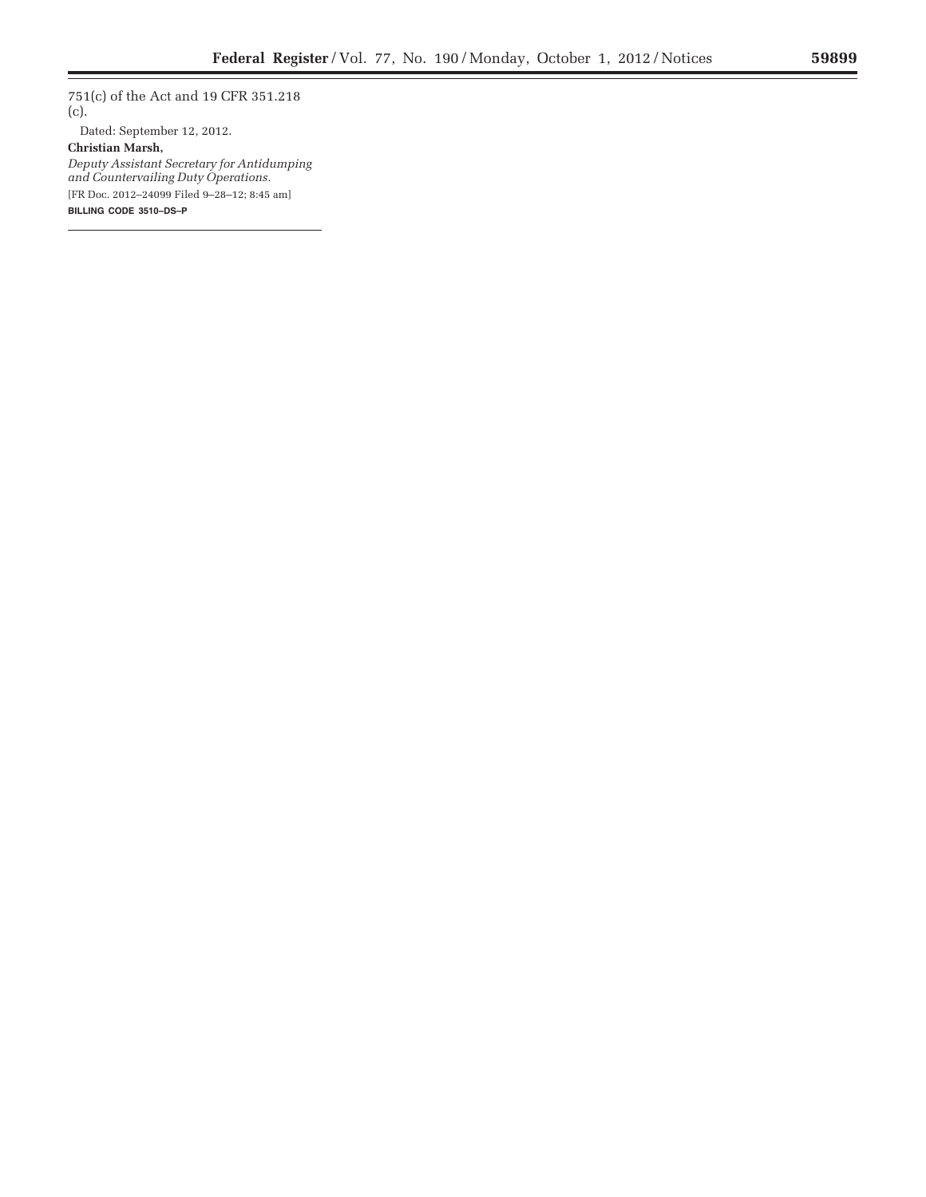751(c) of the Act and 19 CFR 351.218 (c).

Dated: September 12, 2012.

**Christian Marsh,**

*Deputy Assistant Secretary for Antidumping and Countervailing Duty Operations.*

[FR Doc. 2012–24099 Filed 9–28–12; 8:45 am]

**BILLING CODE 3510–DS–P**